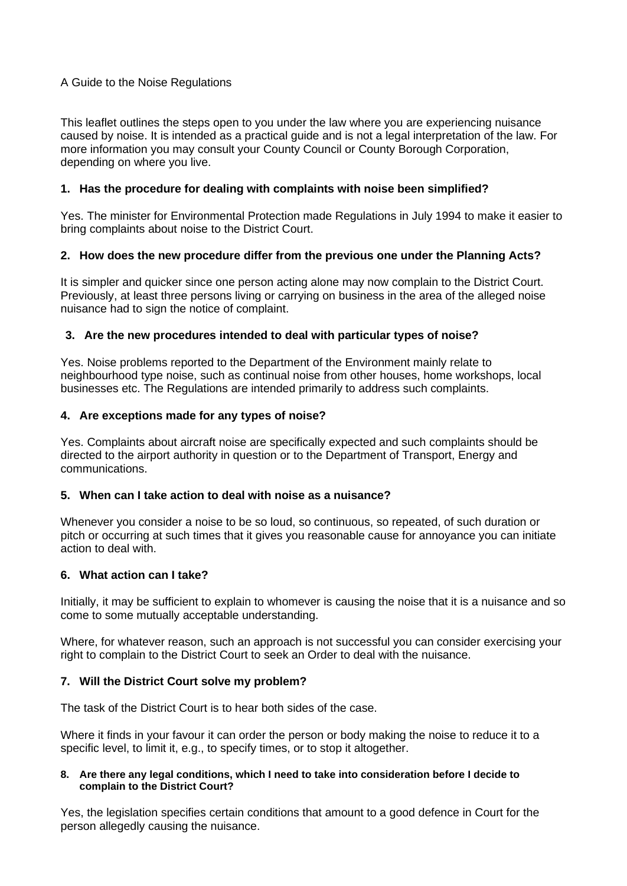# A Guide to the Noise Regulations

This leaflet outlines the steps open to you under the law where you are experiencing nuisance caused by noise. It is intended as a practical guide and is not a legal interpretation of the law. For more information you may consult your County Council or County Borough Corporation, depending on where you live.

**1. Has the procedure for dealing with complaints with noise been simplified?**

Yes. The minister for Environmental Protection made Regulations in July 1994 to make it easier to bring complaints about noise to the District Court.

**2. How does the new procedure differ from the previous one under the Planning Acts?**

It is simpler and quicker since one person acting alone may now complain to the District Court. Previously, at least three persons living or carrying on business in the area of the alleged noise nuisance had to sign the notice of complaint.

**3. Are the new procedures intended to deal with particular types of noise?**

Yes. Noise problems reported to the Department of the Environment mainly relate to neighbourhood type noise, such as continual noise from other houses, home workshops, local businesses etc. The Regulations are intended primarily to address such complaints.

**4. Are exceptions made for any types of noise?**

Yes. Complaints about aircraft noise are specifically expected and such complaints should be directed to the airport authority in question or to the Department of Transport, Energy and communications.

**5. When can I take action to deal with noise as a nuisance?**

Whenever you consider a noise to be so loud, so continuous, so repeated, of such duration or pitch or occurring at such times that it gives you reasonable cause for annoyance you can initiate action to deal with.

**6. What action can I take?**

Initially, it may be sufficient to explain to whomever is causing the noise that it is a nuisance and so come to some mutually acceptable understanding.

Where, for whatever reason, such an approach is not successful you can consider exercising your right to complain to the District Court to seek an Order to deal with the nuisance.

**7. Will the District Court solve my problem?**

The task of the District Court is to hear both sides of the case.

Where it finds in your favour it can order the person or body making the noise to reduce it to a specific level, to limit it, e.g., to specify times, or to stop it altogether.

**8. Are there any legal conditions, which I need to take into consideration before I decide to complain to the District Court?**

Yes, the legislation specifies certain conditions that amount to a good defence in Court for the person allegedly causing the nuisance.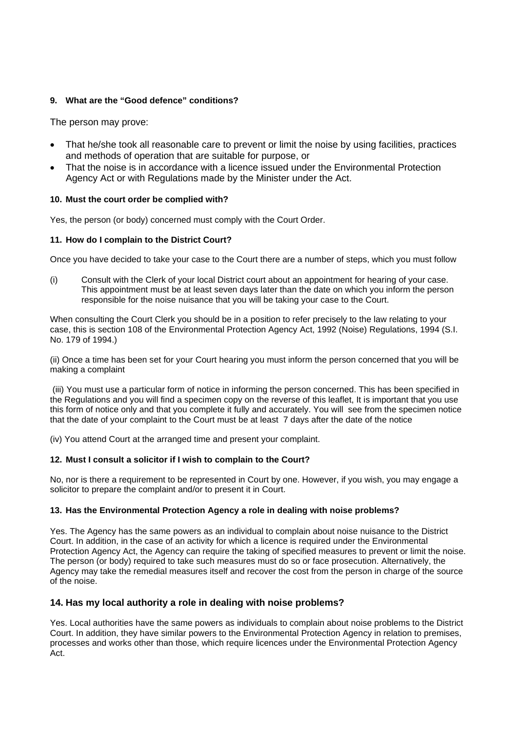### 9. What are the “Good defence” conditions?

The person may prove:

- That he/she took all reasonable care to prevent or limit the noise by using facilities, practices and methods of operation that are suitable for purpose, or
- That the noise is in accordance with a licence issued under the Environmental Protection Agency Act or with Regulations made by the Minister under the Act.

### 10. Must the court order be complied with?

Yes, the person (or body) concerned must comply with the Court Order.

### 11. How do I complain to the District Court?

Once you have decided to take your case to the Court there are a number of steps, which you must follow

(i) Consult with the Clerk of your local District court about an appointment for hearing of your case. This appointment must be at least seven days later than the date on which you inform the person responsible for the noise nuisance that you will be taking your case to the Court.

When consulting the Court Clerk you should be in a position to refer precisely to the law relating to your case, this is section 108 of the Environmental Protection Agency Act, 1992 (Noise) Regulations, 1994 (S.I. No. 179 of 1994.)

(ii) Once a time has been set for your Court hearing you must inform the person concerned that you will be making a complaint

(iii) You must use a particular form of notice in informing the person concerned. This has been specified in the Regulations and you will find a specimen copy on the reverse of this leaflet, It is important that you use this form of notice only and that you complete it fully and accurately. You will see from the specimen notice that the date of your complaint to the Court must be at least 7 days after the date of the notice

(iv) You attend Court at the arranged time and present your complaint.

### 12. Must I consult a solicitor if I wish to complain to the Court?

No, nor is there a requirement to be represented in Court by one. However, if you wish, you may engage a solicitor to prepare the complaint and/or to present it in Court.

### 13. Has the Environmental Protection Agency a role in dealing with noise problems?

Yes. The Agency has the same powers as an individual to complain about noise nuisance to the District Court. In addition, in the case of an activity for which a licence is required under the Environmental Protection Agency Act, the Agency can require the taking of specified measures to prevent or limit the noise. The person (or body) required to take such measures must do so or face prosecution. Alternatively, the Agency may take the remedial measures itself and recover the cost from the person in charge of the source of the noise.

## 14. Has my local authority a role in dealing with noise problems?

Yes. Local authorities have the same powers as individuals to complain about noise problems to the District Court. In addition, they have similar powers to the Environmental Protection Agency in relation to premises, processes and works other than those, which require licences under the Environmental Protection Agency Act.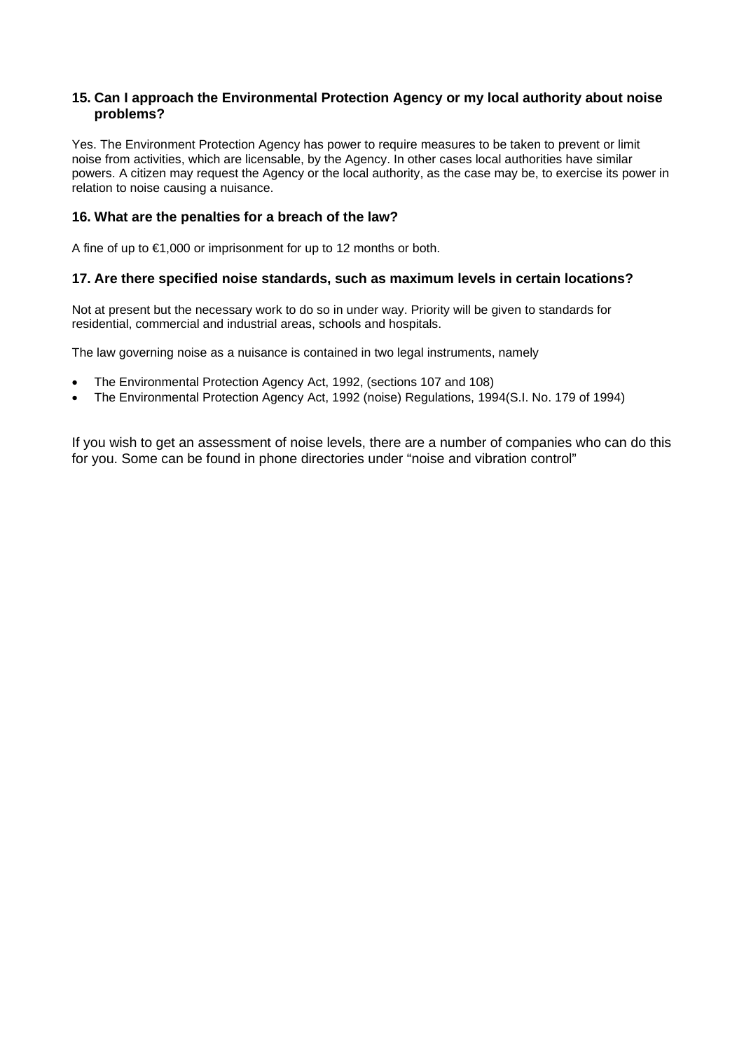### 15. Can I approach the Environmental Protection Agency or my local authority about noise problems?

Yes. The Environment Protection Agency has power to require measures to be taken to prevent or limit noise from activities, which are licensable, by the Agency. In other cases local authorities have similar powers. A citizen may request the Agency or the local authority, as the case may be, to exercise its power in relation to noise causing a nuisance.

### 16. What are the penalties for a breach of the law?

A fine of up to €1,000 or imprisonment for up to 12 months or both.

### 17. Are there specified noise standards, such as maximum levels in certain locations?

Not at present but the necessary work to do so in under way. Priority will be given to standards for residential, commercial and industrial areas, schools and hospitals.

The law governing noise as a nuisance is contained in two legal instruments, namely

- The Environmental Protection Agency Act, 1992, (sections 107 and 108)
- The Environmental Protection Agency Act, 1992 (noise) Regulations, 1994(S.I. No. 179 of 1994)

If you wish to get an assessment of noise levels, there are a number of companies who can do this for you. Some can be found in phone directories under "noise and vibration control"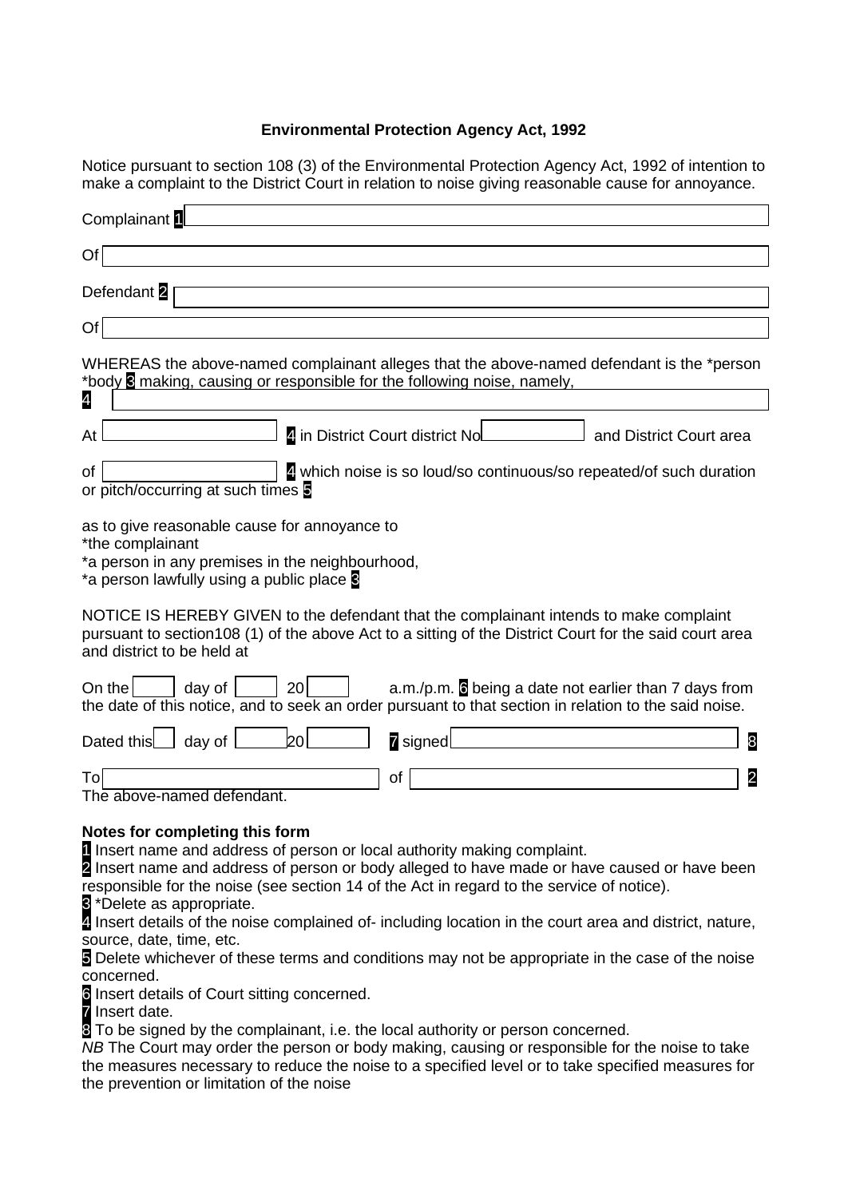**Environmental Protection Agency Act, 1992**

Notice pursuant to section 108 (3) of the Environmental Protection Agency Act, 1992 of intention to make a complaint to the District Court in relation to noise giving reasonable cause for annoyance.

Complainant 1 \_\_\_\_\_\_\_\_\_\_\_\_\_\_\_\_\_\_\_\_

Of \_\_\_\_\_\_\_\_\_\_\_\_\_\_\_\_\_\_\_\_

Defendant 2 \_\_\_\_\_\_\_\_\_\_\_\_\_\_\_\_\_\_\_\_

Of \_\_\_\_\_\_\_\_\_\_\_\_\_\_\_\_\_\_\_\_

WHEREAS the above-named complainant alleges that the above-named defendant is the *person *body 3 making, causing or responsible for the following noise, namely,

4 \_\_\_\_\_\_\_\_\_\_\_\_\_\_\_\_\_\_\_\_

At \_\_\_\_\_\_\_\_\_\_ 4 in District Court district No \_\_\_\_\_\_\_\_\_\_ and District Court area

of \_\_\_\_\_\_\_\_\_\_ 4 which noise is so loud/so continuous/so repeated/of such duration or pitch/occurring at such times 5

as to give reasonable cause for annoyance to
*the complainant
*a person in any premises in the neighbourhood,
*a person lawfully using a public place 3

NOTICE IS HEREBY GIVEN to the defendant that the complainant intends to make complaint pursuant to section108 (1) of the above Act to a sitting of the District Court for the said court area and district to be held at

On the \_\_\_\_ day of \_\_\_\_ 20 \_\_\_\_ a.m./p.m. 6 being a date not earlier than 7 days from the date of this notice, and to seek an order pursuant to that section in relation to the said noise.

Dated this \_\_\_\_ day of \_\_\_\_ 20 \_\_\_\_ 7 signed \_\_\_\_\_\_\_\_\_\_\_\_\_\_\_\_\_\_\_\_ 8

To \_\_\_\_\_\_\_\_\_\_\_\_\_\_\_\_\_\_\_\_ of \_\_\_\_\_\_\_\_\_\_\_\_\_\_\_\_\_\_\_\_ 2
The above-named defendant.

**Notes for completing this form**

1 Insert name and address of person or local authority making complaint.
2 Insert name and address of person or body alleged to have made or have caused or have been responsible for the noise (see section 14 of the Act in regard to the service of notice).
3 *Delete as appropriate.
4 Insert details of the noise complained of- including location in the court area and district, nature, source, date, time, etc.
5 Delete whichever of these terms and conditions may not be appropriate in the case of the noise concerned.
6 Insert details of Court sitting concerned.
7 Insert date.
8 To be signed by the complainant, i.e. the local authority or person concerned.
*NB* The Court may order the person or body making, causing or responsible for the noise to take the measures necessary to reduce the noise to a specified level or to take specified measures for the prevention or limitation of the noise